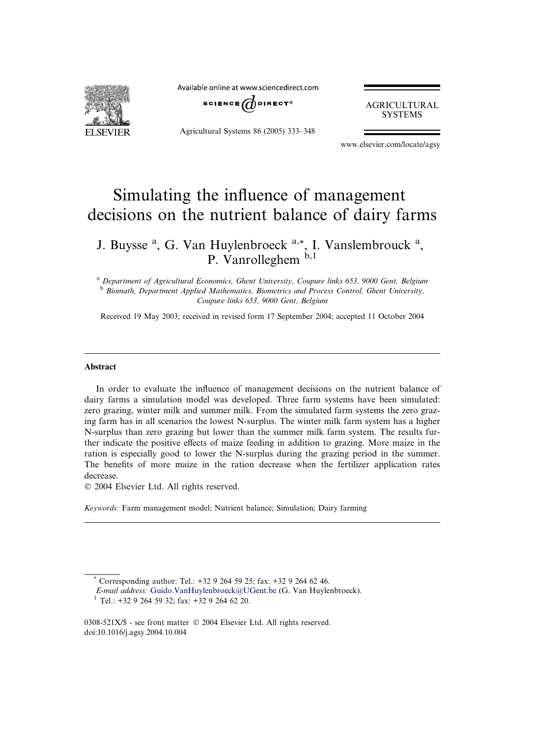# Simulating the influence of management decisions on the nutrient balance of dairy farms

J. Buysse [a], G. Van Huylenbroeck [a,*], I. Vanslembrouck [a], P. Vanrolleghem [b,1]

[a] *Department of Agricultural Economics, Ghent University, Coupure links 653, 9000 Gent, Belgium*
[b] *Biomath, Department Applied Mathematics, Biometrics and Process Control, Ghent University, Coupure links 653, 9000 Gent, Belgium*

Received 19 May 2003; received in revised form 17 September 2004; accepted 11 October 2004

## Abstract

In order to evaluate the influence of management decisions on the nutrient balance of dairy farms a simulation model was developed. Three farm systems have been simulated: zero grazing, winter milk and summer milk. From the simulated farm systems the zero grazing farm has in all scenarios the lowest N-surplus. The winter milk farm system has a higher N-surplus than zero grazing but lower than the summer milk farm system. The results further indicate the positive effects of maize feeding in addition to grazing. More maize in the ration is especially good to lower the N-surplus during the grazing period in the summer. The benefits of more maize in the ration decrease when the fertilizer application rates decrease.

© 2004 Elsevier Ltd. All rights reserved.

*Keywords:* Farm management model; Nutrient balance; Simulation; Dairy farming

---

\* Corresponding author: Tel.: +32 9 264 59 25; fax: +32 9 264 62 46.
*E-mail address:* Guido.VanHuylenbroeck@UGent.be (G. Van Huylenbroeck).
[1] Tel.: +32 9 264 59 32; fax: +32 9 264 62 20.

0308-521X/$ - see front matter © 2004 Elsevier Ltd. All rights reserved.
doi:10.1016/j.agsy.2004.10.004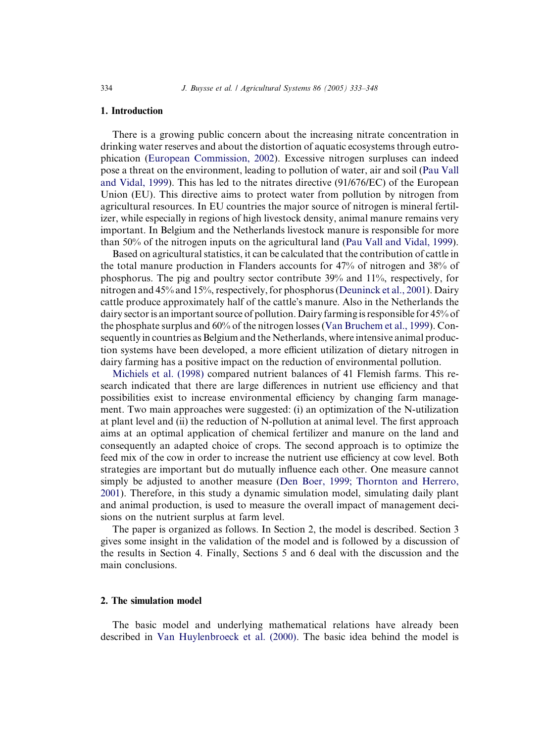## 1. Introduction

There is a growing public concern about the increasing nitrate concentration in drinking water reserves and about the distortion of aquatic ecosystems through eutrophication (European Commission, 2002). Excessive nitrogen surpluses can indeed pose a threat on the environment, leading to pollution of water, air and soil (Pau Vall and Vidal, 1999). This has led to the nitrates directive (91/676/EC) of the European Union (EU). This directive aims to protect water from pollution by nitrogen from agricultural resources. In EU countries the major source of nitrogen is mineral fertilizer, while especially in regions of high livestock density, animal manure remains very important. In Belgium and the Netherlands livestock manure is responsible for more than 50% of the nitrogen inputs on the agricultural land (Pau Vall and Vidal, 1999).

Based on agricultural statistics, it can be calculated that the contribution of cattle in the total manure production in Flanders accounts for 47% of nitrogen and 38% of phosphorus. The pig and poultry sector contribute 39% and 11%, respectively, for nitrogen and 45% and 15%, respectively, for phosphorus (Deuninck et al., 2001). Dairy cattle produce approximately half of the cattle's manure. Also in the Netherlands the dairy sector is an important source of pollution. Dairy farming is responsible for 45% of the phosphate surplus and 60% of the nitrogen losses (Van Bruchem et al., 1999). Consequently in countries as Belgium and the Netherlands, where intensive animal production systems have been developed, a more efficient utilization of dietary nitrogen in dairy farming has a positive impact on the reduction of environmental pollution.

Michiels et al. (1998) compared nutrient balances of 41 Flemish farms. This research indicated that there are large differences in nutrient use efficiency and that possibilities exist to increase environmental efficiency by changing farm management. Two main approaches were suggested: (i) an optimization of the N-utilization at plant level and (ii) the reduction of N-pollution at animal level. The first approach aims at an optimal application of chemical fertilizer and manure on the land and consequently an adapted choice of crops. The second approach is to optimize the feed mix of the cow in order to increase the nutrient use efficiency at cow level. Both strategies are important but do mutually influence each other. One measure cannot simply be adjusted to another measure (Den Boer, 1999; Thornton and Herrero, 2001). Therefore, in this study a dynamic simulation model, simulating daily plant and animal production, is used to measure the overall impact of management decisions on the nutrient surplus at farm level.

The paper is organized as follows. In Section 2, the model is described. Section 3 gives some insight in the validation of the model and is followed by a discussion of the results in Section 4. Finally, Sections 5 and 6 deal with the discussion and the main conclusions.

## 2. The simulation model

The basic model and underlying mathematical relations have already been described in Van Huylenbroeck et al. (2000). The basic idea behind the model is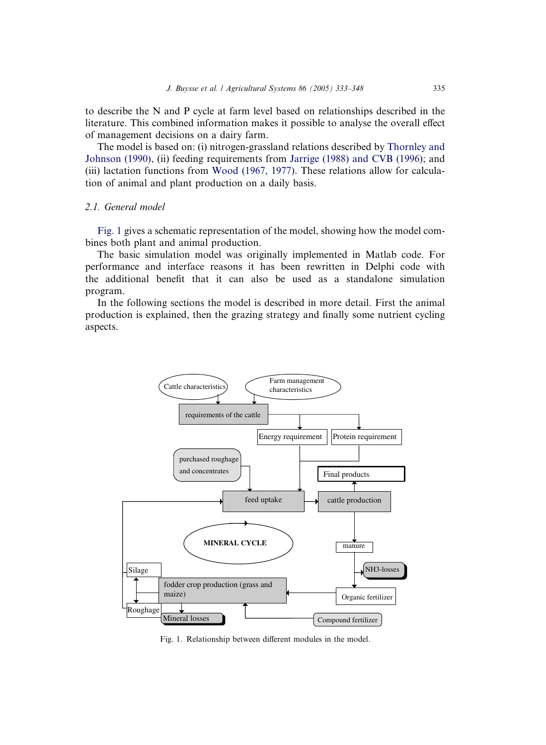to describe the N and P cycle at farm level based on relationships described in the literature. This combined information makes it possible to analyse the overall effect of management decisions on a dairy farm.

The model is based on: (i) nitrogen-grassland relations described by Thornley and Johnson (1990), (ii) feeding requirements from Jarrige (1988) and CVB (1996); and (iii) lactation functions from Wood (1967, 1977). These relations allow for calculation of animal and plant production on a daily basis.

### 2.1. General model

Fig. 1 gives a schematic representation of the model, showing how the model combines both plant and animal production.

The basic simulation model was originally implemented in Matlab code. For performance and interface reasons it has been rewritten in Delphi code with the additional benefit that it can also be used as a standalone simulation program.

In the following sections the model is described in more detail. First the animal production is explained, then the grazing strategy and finally some nutrient cycling aspects.

Cattle characteristics
Farm management characteristics
requirements of the cattle
Energy requirement
Protein requirement
purchased roughage and concentrates
Final products
feed uptake
cattle production
MINERAL CYCLE
manure
NH3-losses
Silage
fodder crop production (grass and maize)
Organic fertilizer
Roughage
Mineral losses
Compound fertilizer

Fig. 1. Relationship between different modules in the model.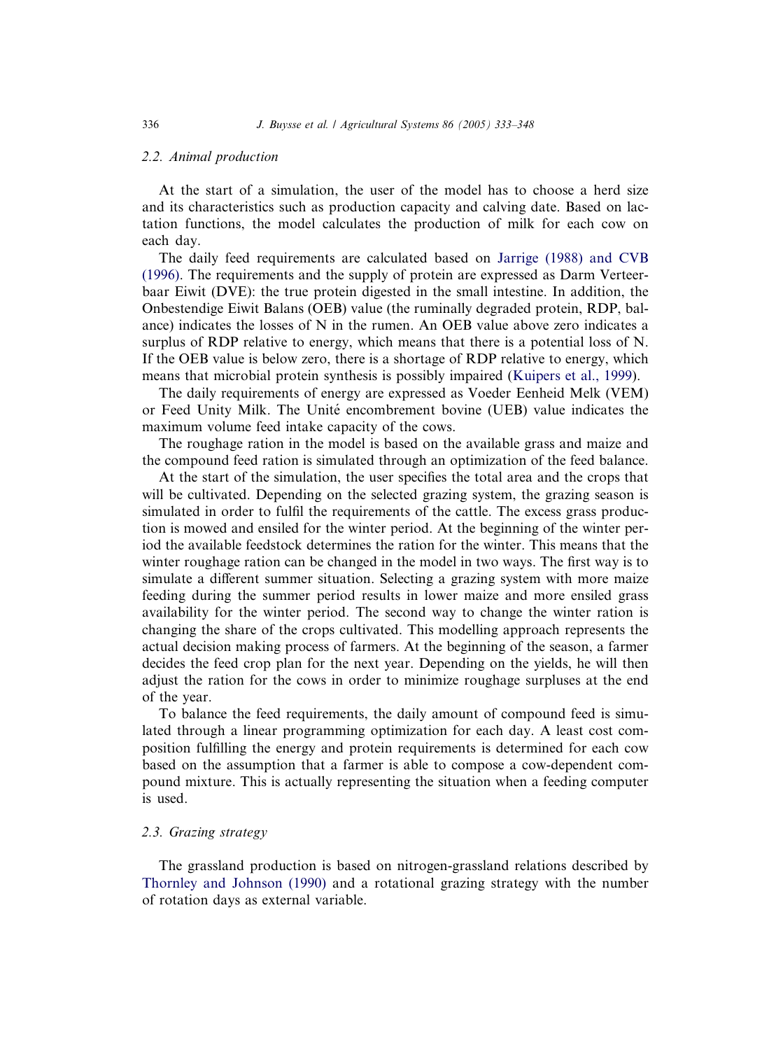### 2.2. Animal production

At the start of a simulation, the user of the model has to choose a herd size and its characteristics such as production capacity and calving date. Based on lactation functions, the model calculates the production of milk for each cow on each day.

The daily feed requirements are calculated based on Jarrige (1988) and CVB (1996). The requirements and the supply of protein are expressed as Darm Verteerbaar Eiwit (DVE): the true protein digested in the small intestine. In addition, the Onbestendige Eiwit Balans (OEB) value (the ruminally degraded protein, RDP, balance) indicates the losses of N in the rumen. An OEB value above zero indicates a surplus of RDP relative to energy, which means that there is a potential loss of N. If the OEB value is below zero, there is a shortage of RDP relative to energy, which means that microbial protein synthesis is possibly impaired (Kuipers et al., 1999).

The daily requirements of energy are expressed as Voeder Eenheid Melk (VEM) or Feed Unity Milk. The Unité encombrement bovine (UEB) value indicates the maximum volume feed intake capacity of the cows.

The roughage ration in the model is based on the available grass and maize and the compound feed ration is simulated through an optimization of the feed balance.

At the start of the simulation, the user specifies the total area and the crops that will be cultivated. Depending on the selected grazing system, the grazing season is simulated in order to fulfil the requirements of the cattle. The excess grass production is mowed and ensiled for the winter period. At the beginning of the winter period the available feedstock determines the ration for the winter. This means that the winter roughage ration can be changed in the model in two ways. The first way is to simulate a different summer situation. Selecting a grazing system with more maize feeding during the summer period results in lower maize and more ensiled grass availability for the winter period. The second way to change the winter ration is changing the share of the crops cultivated. This modelling approach represents the actual decision making process of farmers. At the beginning of the season, a farmer decides the feed crop plan for the next year. Depending on the yields, he will then adjust the ration for the cows in order to minimize roughage surpluses at the end of the year.

To balance the feed requirements, the daily amount of compound feed is simulated through a linear programming optimization for each day. A least cost composition fulfilling the energy and protein requirements is determined for each cow based on the assumption that a farmer is able to compose a cow-dependent compound mixture. This is actually representing the situation when a feeding computer is used.

### 2.3. Grazing strategy

The grassland production is based on nitrogen-grassland relations described by Thornley and Johnson (1990) and a rotational grazing strategy with the number of rotation days as external variable.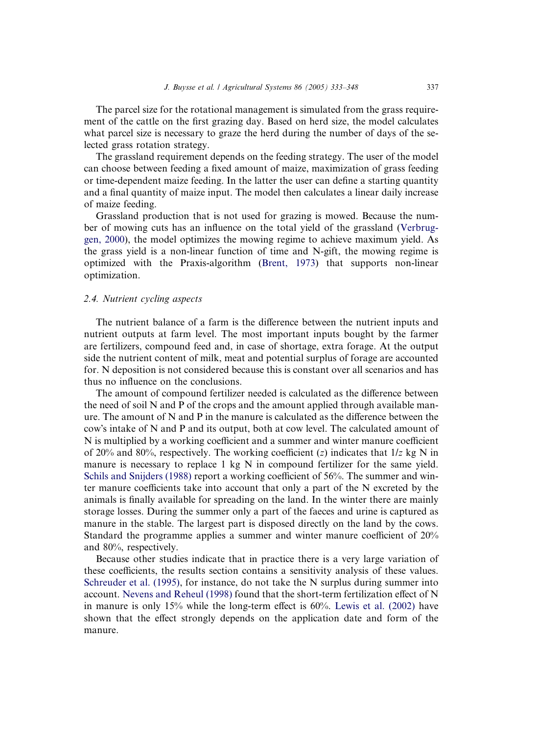The parcel size for the rotational management is simulated from the grass requirement of the cattle on the first grazing day. Based on herd size, the model calculates what parcel size is necessary to graze the herd during the number of days of the selected grass rotation strategy.

The grassland requirement depends on the feeding strategy. The user of the model can choose between feeding a fixed amount of maize, maximization of grass feeding or time-dependent maize feeding. In the latter the user can define a starting quantity and a final quantity of maize input. The model then calculates a linear daily increase of maize feeding.

Grassland production that is not used for grazing is mowed. Because the number of mowing cuts has an influence on the total yield of the grassland (Verbruggen, 2000), the model optimizes the mowing regime to achieve maximum yield. As the grass yield is a non-linear function of time and N-gift, the mowing regime is optimized with the Praxis-algorithm (Brent, 1973) that supports non-linear optimization.

### 2.4. Nutrient cycling aspects

The nutrient balance of a farm is the difference between the nutrient inputs and nutrient outputs at farm level. The most important inputs bought by the farmer are fertilizers, compound feed and, in case of shortage, extra forage. At the output side the nutrient content of milk, meat and potential surplus of forage are accounted for. N deposition is not considered because this is constant over all scenarios and has thus no influence on the conclusions.

The amount of compound fertilizer needed is calculated as the difference between the need of soil N and P of the crops and the amount applied through available manure. The amount of N and P in the manure is calculated as the difference between the cow's intake of N and P and its output, both at cow level. The calculated amount of N is multiplied by a working coefficient and a summer and winter manure coefficient of 20% and 80%, respectively. The working coefficient ($z$) indicates that $1/z$ kg N in manure is necessary to replace 1 kg N in compound fertilizer for the same yield. Schils and Snijders (1988) report a working coefficient of 56%. The summer and winter manure coefficients take into account that only a part of the N excreted by the animals is finally available for spreading on the land. In the winter there are mainly storage losses. During the summer only a part of the faeces and urine is captured as manure in the stable. The largest part is disposed directly on the land by the cows. Standard the programme applies a summer and winter manure coefficient of 20% and 80%, respectively.

Because other studies indicate that in practice there is a very large variation of these coefficients, the results section contains a sensitivity analysis of these values. Schreuder et al. (1995), for instance, do not take the N surplus during summer into account. Nevens and Reheul (1998) found that the short-term fertilization effect of N in manure is only 15% while the long-term effect is 60%. Lewis et al. (2002) have shown that the effect strongly depends on the application date and form of the manure.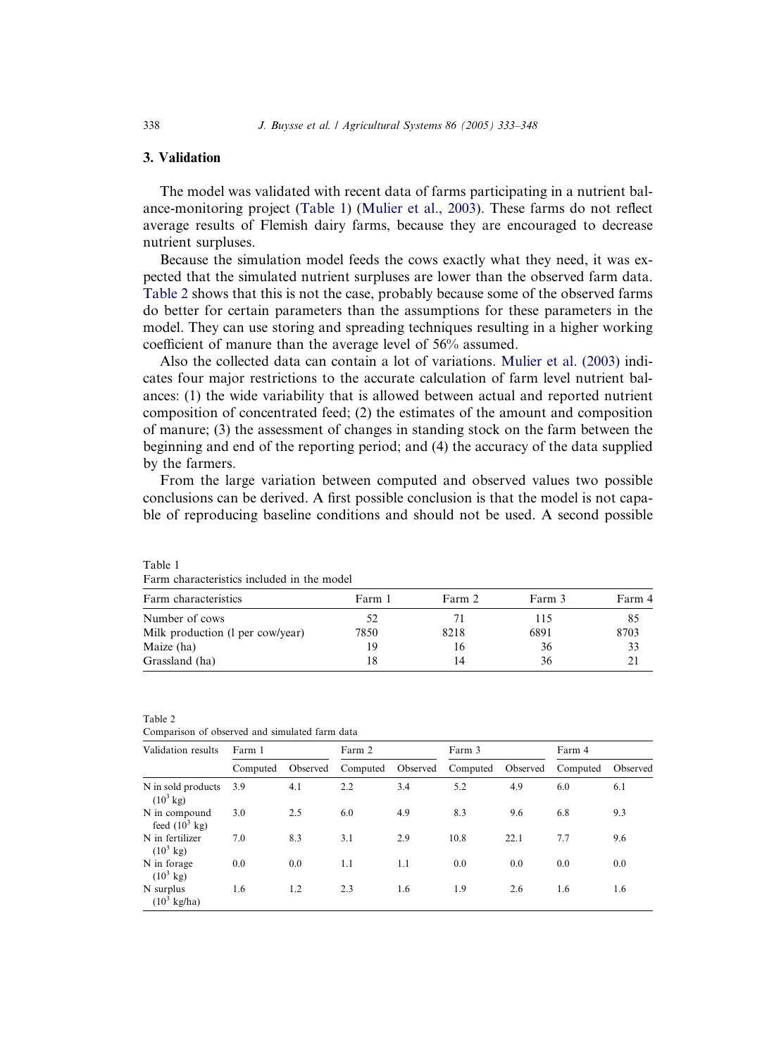## 3. Validation

The model was validated with recent data of farms participating in a nutrient balance-monitoring project (Table 1) (Mulier et al., 2003). These farms do not reflect average results of Flemish dairy farms, because they are encouraged to decrease nutrient surpluses.

Because the simulation model feeds the cows exactly what they need, it was expected that the simulated nutrient surpluses are lower than the observed farm data. Table 2 shows that this is not the case, probably because some of the observed farms do better for certain parameters than the assumptions for these parameters in the model. They can use storing and spreading techniques resulting in a higher working coefficient of manure than the average level of 56% assumed.

Also the collected data can contain a lot of variations. Mulier et al. (2003) indicates four major restrictions to the accurate calculation of farm level nutrient balances: (1) the wide variability that is allowed between actual and reported nutrient composition of concentrated feed; (2) the estimates of the amount and composition of manure; (3) the assessment of changes in standing stock on the farm between the beginning and end of the reporting period; and (4) the accuracy of the data supplied by the farmers.

From the large variation between computed and observed values two possible conclusions can be derived. A first possible conclusion is that the model is not capable of reproducing baseline conditions and should not be used. A second possible

Table 1
Farm characteristics included in the model

| Farm characteristics | Farm 1 | Farm 2 | Farm 3 | Farm 4 |
|---|---|---|---|---|
| Number of cows | 52 | 71 | 115 | 85 |
| Milk production (l per cow/year) | 7850 | 8218 | 6891 | 8703 |
| Maize (ha) | 19 | 16 | 36 | 33 |
| Grassland (ha) | 18 | 14 | 36 | 21 |

Table 2
Comparison of observed and simulated farm data

| Validation results | Farm 1 | | Farm 2 | | Farm 3 | | Farm 4 | |
|---|---|---|---|---|---|---|---|---|
| | Computed | Observed | Computed | Observed | Computed | Observed | Computed | Observed |
| N in sold products ($10^3$ kg) | 3.9 | 4.1 | 2.2 | 3.4 | 5.2 | 4.9 | 6.0 | 6.1 |
| N in compound feed ($10^3$ kg) | 3.0 | 2.5 | 6.0 | 4.9 | 8.3 | 9.6 | 6.8 | 9.3 |
| N in fertilizer ($10^3$ kg) | 7.0 | 8.3 | 3.1 | 2.9 | 10.8 | 22.1 | 7.7 | 9.6 |
| N in forage ($10^3$ kg) | 0.0 | 0.0 | 1.1 | 1.1 | 0.0 | 0.0 | 0.0 | 0.0 |
| N surplus ($10^3$ kg/ha) | 1.6 | 1.2 | 2.3 | 1.6 | 1.9 | 2.6 | 1.6 | 1.6 |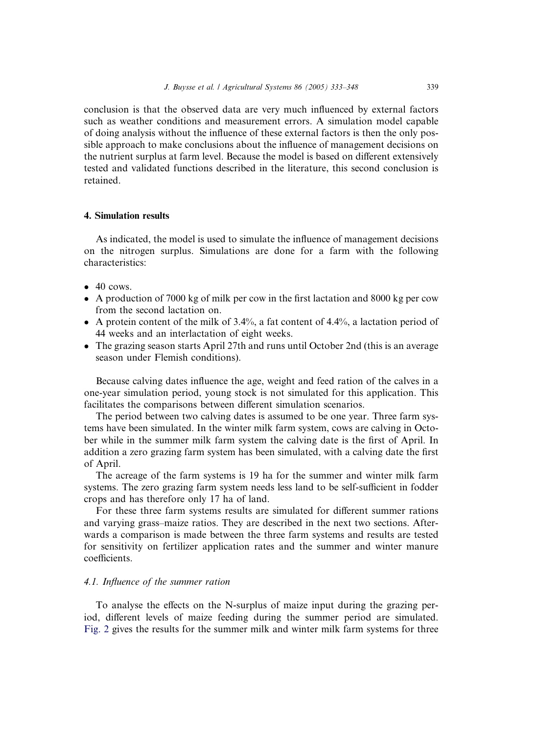conclusion is that the observed data are very much influenced by external factors such as weather conditions and measurement errors. A simulation model capable of doing analysis without the influence of these external factors is then the only possible approach to make conclusions about the influence of management decisions on the nutrient surplus at farm level. Because the model is based on different extensively tested and validated functions described in the literature, this second conclusion is retained.

## 4. Simulation results

As indicated, the model is used to simulate the influence of management decisions on the nitrogen surplus. Simulations are done for a farm with the following characteristics:

- 40 cows.
- A production of 7000 kg of milk per cow in the first lactation and 8000 kg per cow from the second lactation on.
- A protein content of the milk of 3.4%, a fat content of 4.4%, a lactation period of 44 weeks and an interlactation of eight weeks.
- The grazing season starts April 27th and runs until October 2nd (this is an average season under Flemish conditions).

Because calving dates influence the age, weight and feed ration of the calves in a one-year simulation period, young stock is not simulated for this application. This facilitates the comparisons between different simulation scenarios.

The period between two calving dates is assumed to be one year. Three farm systems have been simulated. In the winter milk farm system, cows are calving in October while in the summer milk farm system the calving date is the first of April. In addition a zero grazing farm system has been simulated, with a calving date the first of April.

The acreage of the farm systems is 19 ha for the summer and winter milk farm systems. The zero grazing farm system needs less land to be self-sufficient in fodder crops and has therefore only 17 ha of land.

For these three farm systems results are simulated for different summer rations and varying grass–maize ratios. They are described in the next two sections. Afterwards a comparison is made between the three farm systems and results are tested for sensitivity on fertilizer application rates and the summer and winter manure coefficients.

### 4.1. Influence of the summer ration

To analyse the effects on the N-surplus of maize input during the grazing period, different levels of maize feeding during the summer period are simulated. Fig. 2 gives the results for the summer milk and winter milk farm systems for three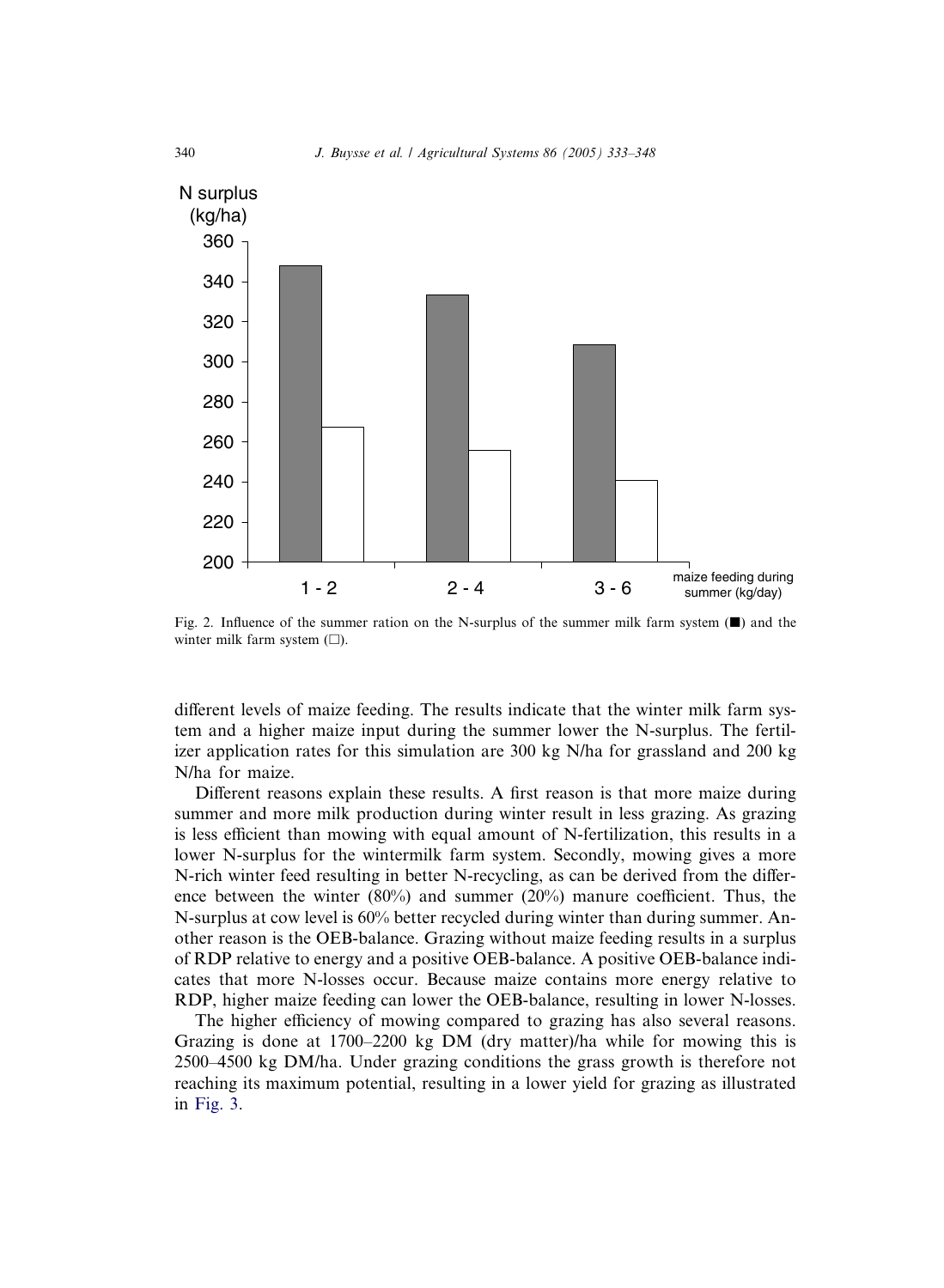Fig. 2. Influence of the summer ration on the N-surplus of the summer milk farm system (■) and the winter milk farm system (□).

different levels of maize feeding. The results indicate that the winter milk farm system and a higher maize input during the summer lower the N-surplus. The fertilizer application rates for this simulation are 300 kg N/ha for grassland and 200 kg N/ha for maize.

Different reasons explain these results. A first reason is that more maize during summer and more milk production during winter result in less grazing. As grazing is less efficient than mowing with equal amount of N-fertilization, this results in a lower N-surplus for the wintermilk farm system. Secondly, mowing gives a more N-rich winter feed resulting in better N-recycling, as can be derived from the difference between the winter (80%) and summer (20%) manure coefficient. Thus, the N-surplus at cow level is 60% better recycled during winter than during summer. Another reason is the OEB-balance. Grazing without maize feeding results in a surplus of RDP relative to energy and a positive OEB-balance. A positive OEB-balance indicates that more N-losses occur. Because maize contains more energy relative to RDP, higher maize feeding can lower the OEB-balance, resulting in lower N-losses.

The higher efficiency of mowing compared to grazing has also several reasons. Grazing is done at 1700–2200 kg DM (dry matter)/ha while for mowing this is 2500–4500 kg DM/ha. Under grazing conditions the grass growth is therefore not reaching its maximum potential, resulting in a lower yield for grazing as illustrated in Fig. 3.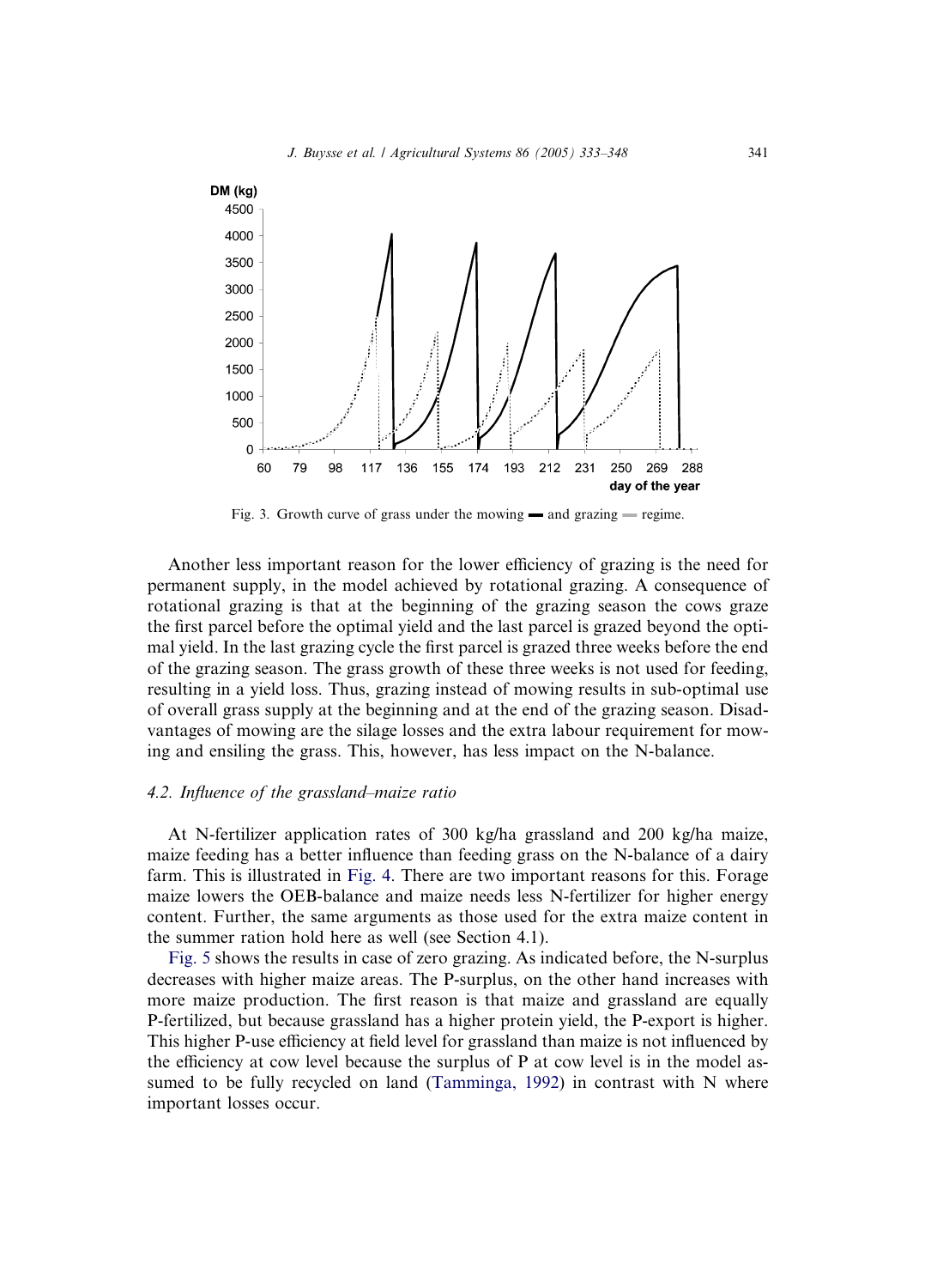Fig. 3. Growth curve of grass under the mowing ▬ and grazing ▬ regime.

Another less important reason for the lower efficiency of grazing is the need for permanent supply, in the model achieved by rotational grazing. A consequence of rotational grazing is that at the beginning of the grazing season the cows graze the first parcel before the optimal yield and the last parcel is grazed beyond the optimal yield. In the last grazing cycle the first parcel is grazed three weeks before the end of the grazing season. The grass growth of these three weeks is not used for feeding, resulting in a yield loss. Thus, grazing instead of mowing results in sub-optimal use of overall grass supply at the beginning and at the end of the grazing season. Disadvantages of mowing are the silage losses and the extra labour requirement for mowing and ensiling the grass. This, however, has less impact on the N-balance.

### *4.2. Influence of the grassland–maize ratio*

At N-fertilizer application rates of 300 kg/ha grassland and 200 kg/ha maize, maize feeding has a better influence than feeding grass on the N-balance of a dairy farm. This is illustrated in Fig. 4. There are two important reasons for this. Forage maize lowers the OEB-balance and maize needs less N-fertilizer for higher energy content. Further, the same arguments as those used for the extra maize content in the summer ration hold here as well (see Section 4.1).

Fig. 5 shows the results in case of zero grazing. As indicated before, the N-surplus decreases with higher maize areas. The P-surplus, on the other hand increases with more maize production. The first reason is that maize and grassland are equally P-fertilized, but because grassland has a higher protein yield, the P-export is higher. This higher P-use efficiency at field level for grassland than maize is not influenced by the efficiency at cow level because the surplus of P at cow level is in the model assumed to be fully recycled on land (Tamminga, 1992) in contrast with N where important losses occur.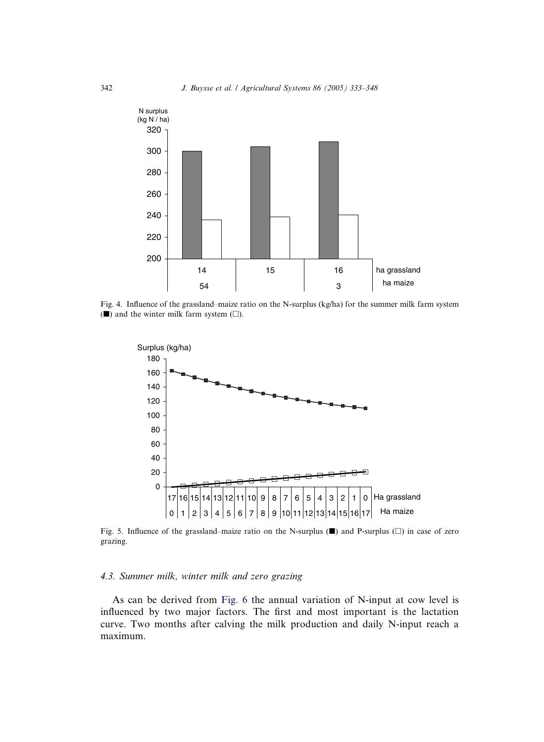Fig. 4. Influence of the grassland–maize ratio on the N-surplus (kg/ha) for the summer milk farm system (■) and the winter milk farm system (□).

Fig. 5. Influence of the grassland–maize ratio on the N-surplus (■) and P-surplus (□) in case of zero grazing.

### 4.3. Summer milk, winter milk and zero grazing

As can be derived from Fig. 6 the annual variation of N-input at cow level is influenced by two major factors. The first and most important is the lactation curve. Two months after calving the milk production and daily N-input reach a maximum.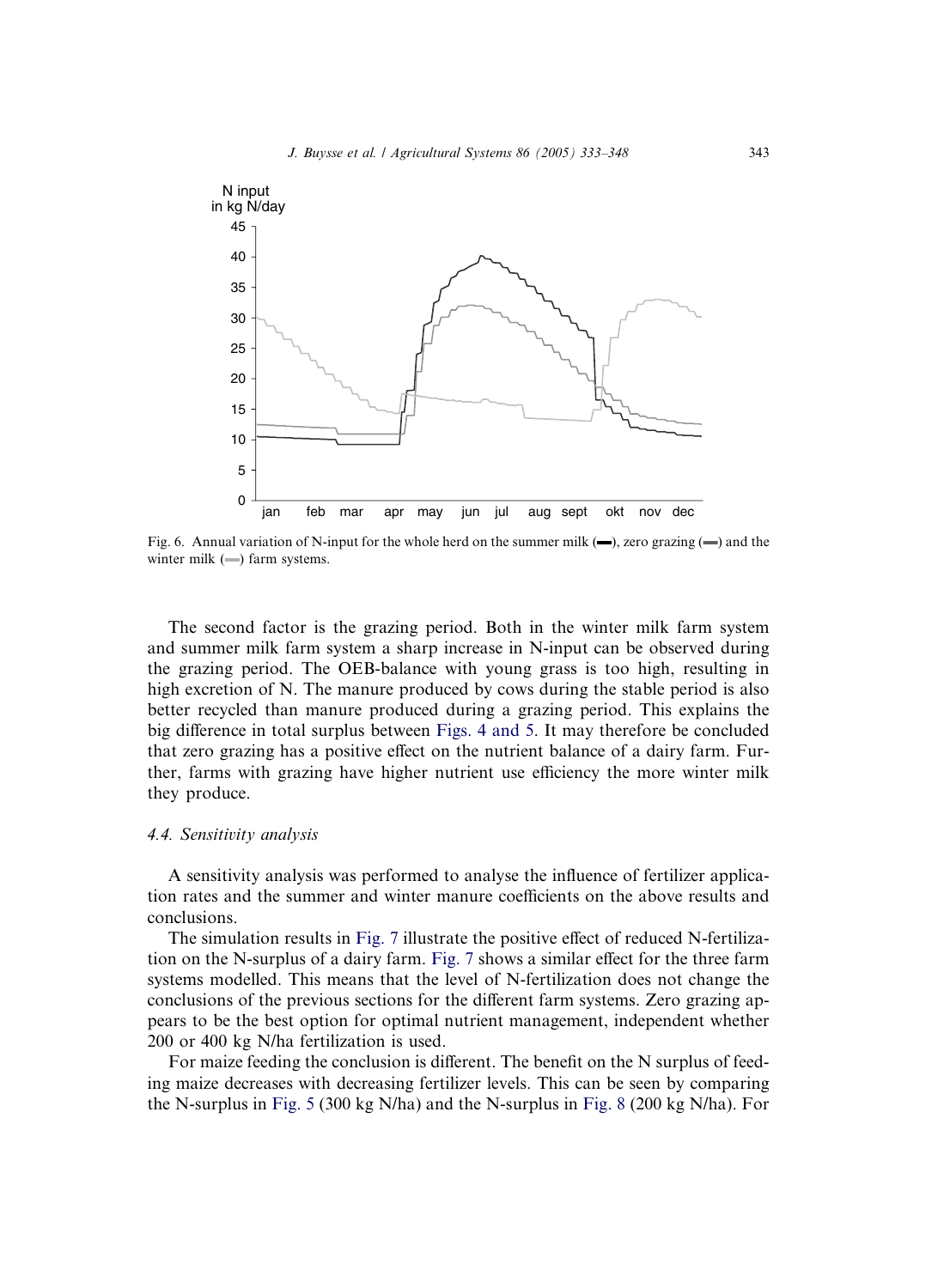Fig. 6. Annual variation of N-input for the whole herd on the summer milk (▬), zero grazing (▬) and the winter milk (▬) farm systems.

The second factor is the grazing period. Both in the winter milk farm system and summer milk farm system a sharp increase in N-input can be observed during the grazing period. The OEB-balance with young grass is too high, resulting in high excretion of N. The manure produced by cows during the stable period is also better recycled than manure produced during a grazing period. This explains the big difference in total surplus between Figs. 4 and 5. It may therefore be concluded that zero grazing has a positive effect on the nutrient balance of a dairy farm. Further, farms with grazing have higher nutrient use efficiency the more winter milk they produce.

### *4.4. Sensitivity analysis*

A sensitivity analysis was performed to analyse the influence of fertilizer application rates and the summer and winter manure coefficients on the above results and conclusions.

The simulation results in Fig. 7 illustrate the positive effect of reduced N-fertilization on the N-surplus of a dairy farm. Fig. 7 shows a similar effect for the three farm systems modelled. This means that the level of N-fertilization does not change the conclusions of the previous sections for the different farm systems. Zero grazing appears to be the best option for optimal nutrient management, independent whether 200 or 400 kg N/ha fertilization is used.

For maize feeding the conclusion is different. The benefit on the N surplus of feeding maize decreases with decreasing fertilizer levels. This can be seen by comparing the N-surplus in Fig. 5 (300 kg N/ha) and the N-surplus in Fig. 8 (200 kg N/ha). For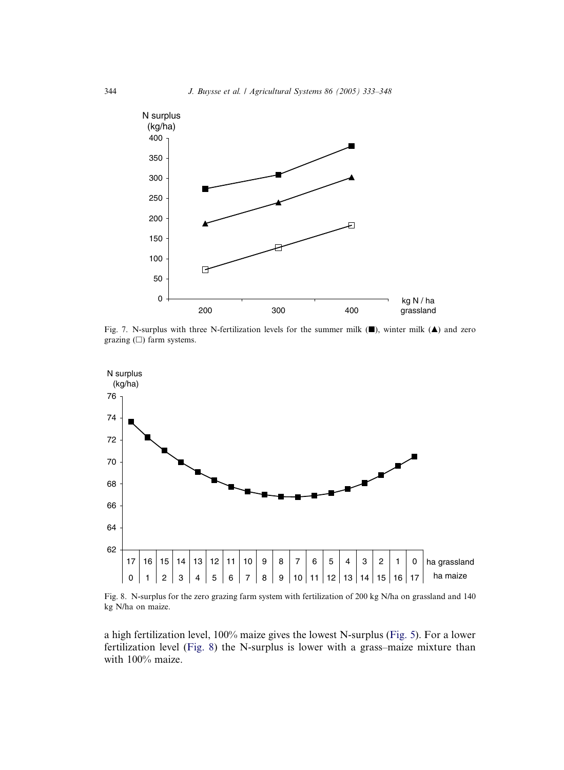Fig. 7. N-surplus with three N-fertilization levels for the summer milk (■), winter milk (▲) and zero grazing (□) farm systems.

Fig. 8. N-surplus for the zero grazing farm system with fertilization of 200 kg N/ha on grassland and 140 kg N/ha on maize.

a high fertilization level, 100% maize gives the lowest N-surplus (Fig. 5). For a lower fertilization level (Fig. 8) the N-surplus is lower with a grass–maize mixture than with 100% maize.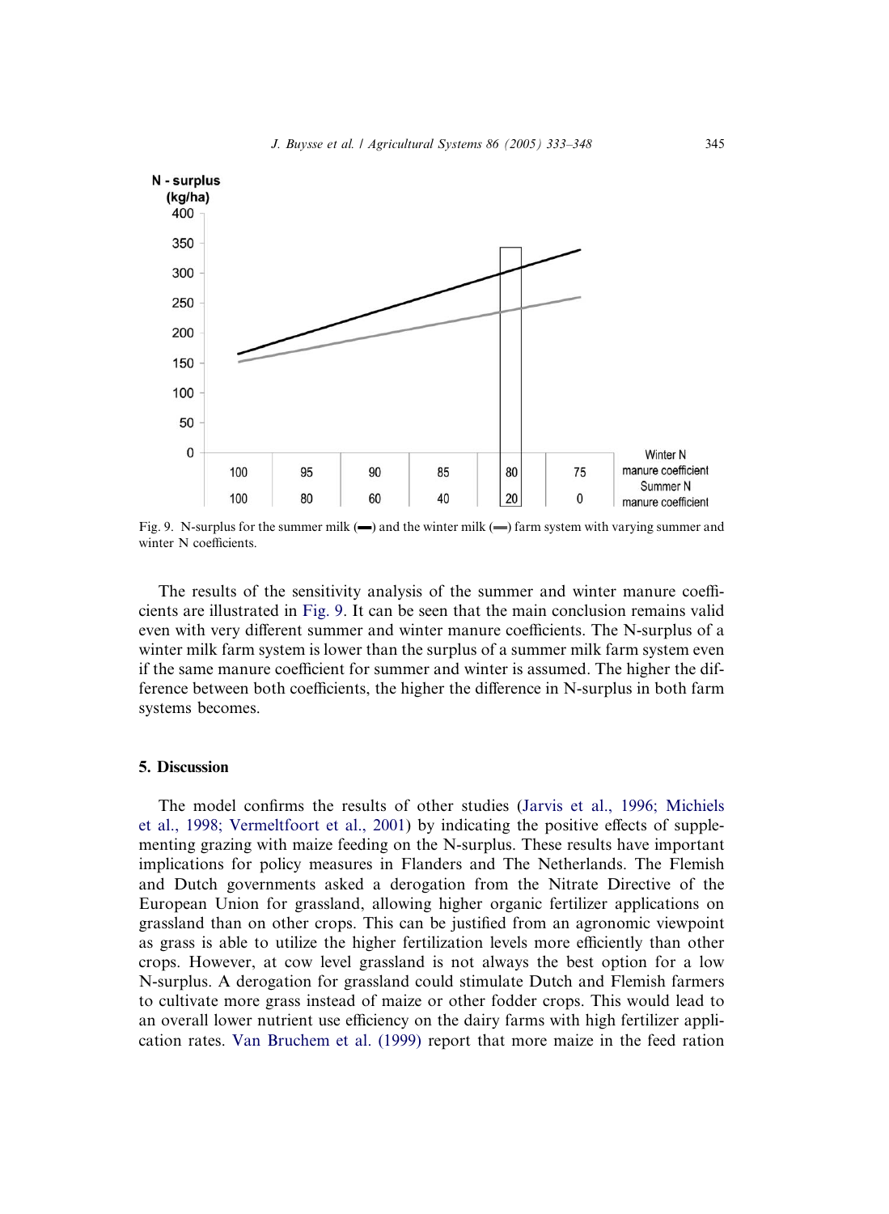Fig. 9. N-surplus for the summer milk (▬) and the winter milk (▬) farm system with varying summer and winter N coefficients.

The results of the sensitivity analysis of the summer and winter manure coefficients are illustrated in Fig. 9. It can be seen that the main conclusion remains valid even with very different summer and winter manure coefficients. The N-surplus of a winter milk farm system is lower than the surplus of a summer milk farm system even if the same manure coefficient for summer and winter is assumed. The higher the difference between both coefficients, the higher the difference in N-surplus in both farm systems becomes.

## 5. Discussion

The model confirms the results of other studies (Jarvis et al., 1996; Michiels et al., 1998; Vermeltfoort et al., 2001) by indicating the positive effects of supplementing grazing with maize feeding on the N-surplus. These results have important implications for policy measures in Flanders and The Netherlands. The Flemish and Dutch governments asked a derogation from the Nitrate Directive of the European Union for grassland, allowing higher organic fertilizer applications on grassland than on other crops. This can be justified from an agronomic viewpoint as grass is able to utilize the higher fertilization levels more efficiently than other crops. However, at cow level grassland is not always the best option for a low N-surplus. A derogation for grassland could stimulate Dutch and Flemish farmers to cultivate more grass instead of maize or other fodder crops. This would lead to an overall lower nutrient use efficiency on the dairy farms with high fertilizer application rates. Van Bruchem et al. (1999) report that more maize in the feed ration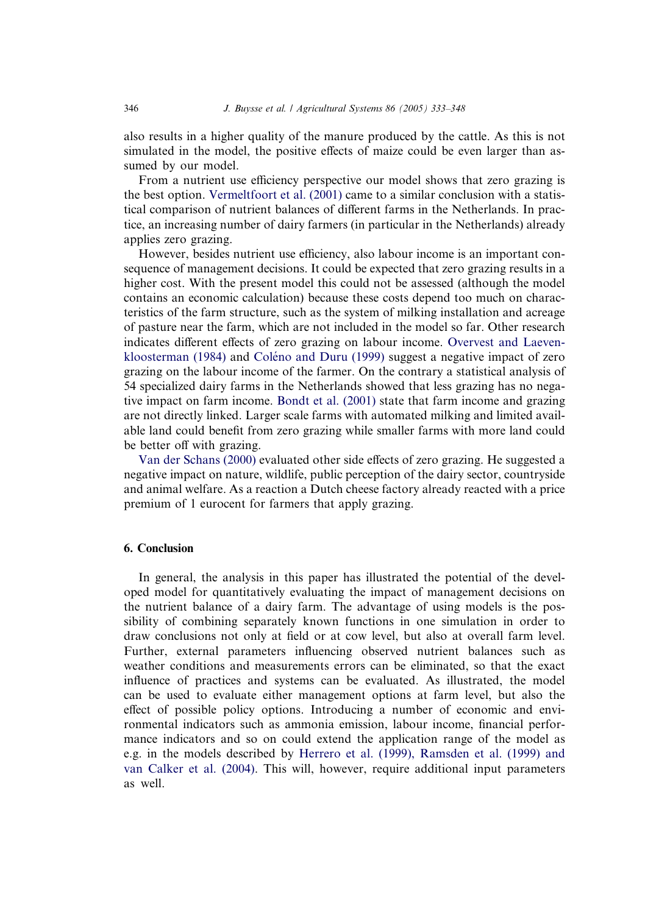also results in a higher quality of the manure produced by the cattle. As this is not simulated in the model, the positive effects of maize could be even larger than assumed by our model.

From a nutrient use efficiency perspective our model shows that zero grazing is the best option. Vermeltfoort et al. (2001) came to a similar conclusion with a statistical comparison of nutrient balances of different farms in the Netherlands. In practice, an increasing number of dairy farmers (in particular in the Netherlands) already applies zero grazing.

However, besides nutrient use efficiency, also labour income is an important consequence of management decisions. It could be expected that zero grazing results in a higher cost. With the present model this could not be assessed (although the model contains an economic calculation) because these costs depend too much on characteristics of the farm structure, such as the system of milking installation and acreage of pasture near the farm, which are not included in the model so far. Other research indicates different effects of zero grazing on labour income. Overvest and Laevenkloosterman (1984) and Coléno and Duru (1999) suggest a negative impact of zero grazing on the labour income of the farmer. On the contrary a statistical analysis of 54 specialized dairy farms in the Netherlands showed that less grazing has no negative impact on farm income. Bondt et al. (2001) state that farm income and grazing are not directly linked. Larger scale farms with automated milking and limited available land could benefit from zero grazing while smaller farms with more land could be better off with grazing.

Van der Schans (2000) evaluated other side effects of zero grazing. He suggested a negative impact on nature, wildlife, public perception of the dairy sector, countryside and animal welfare. As a reaction a Dutch cheese factory already reacted with a price premium of 1 eurocent for farmers that apply grazing.

## 6. Conclusion

In general, the analysis in this paper has illustrated the potential of the developed model for quantitatively evaluating the impact of management decisions on the nutrient balance of a dairy farm. The advantage of using models is the possibility of combining separately known functions in one simulation in order to draw conclusions not only at field or at cow level, but also at overall farm level. Further, external parameters influencing observed nutrient balances such as weather conditions and measurements errors can be eliminated, so that the exact influence of practices and systems can be evaluated. As illustrated, the model can be used to evaluate either management options at farm level, but also the effect of possible policy options. Introducing a number of economic and environmental indicators such as ammonia emission, labour income, financial performance indicators and so on could extend the application range of the model as e.g. in the models described by Herrero et al. (1999), Ramsden et al. (1999) and van Calker et al. (2004). This will, however, require additional input parameters as well.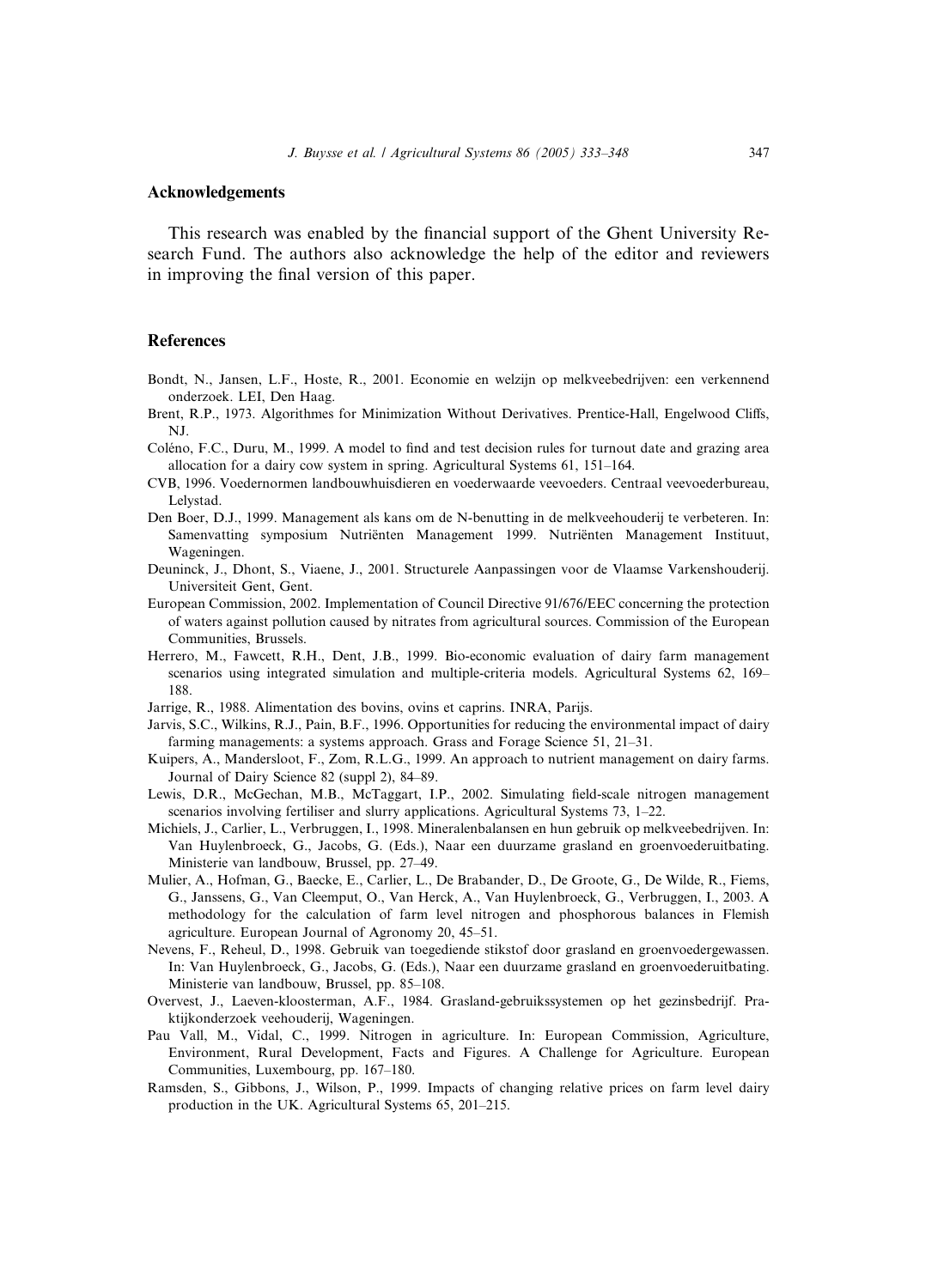## Acknowledgements

This research was enabled by the financial support of the Ghent University Research Fund. The authors also acknowledge the help of the editor and reviewers in improving the final version of this paper.

## References

Bondt, N., Jansen, L.F., Hoste, R., 2001. Economie en welzijn op melkveebedrijven: een verkennend onderzoek. LEI, Den Haag.

Brent, R.P., 1973. Algorithmes for Minimization Without Derivatives. Prentice-Hall, Engelwood Cliffs, NJ.

Coléno, F.C., Duru, M., 1999. A model to find and test decision rules for turnout date and grazing area allocation for a dairy cow system in spring. Agricultural Systems 61, 151–164.

CVB, 1996. Voedernormen landbouwhuisdieren en voederwaarde veevoeders. Centraal veevoederbureau, Lelystad.

Den Boer, D.J., 1999. Management als kans om de N-benutting in de melkveehouderij te verbeteren. In: Samenvatting symposium Nutriënten Management 1999. Nutriënten Management Instituut, Wageningen.

Deuninck, J., Dhont, S., Viaene, J., 2001. Structurele Aanpassingen voor de Vlaamse Varkenshouderij. Universiteit Gent, Gent.

European Commission, 2002. Implementation of Council Directive 91/676/EEC concerning the protection of waters against pollution caused by nitrates from agricultural sources. Commission of the European Communities, Brussels.

Herrero, M., Fawcett, R.H., Dent, J.B., 1999. Bio-economic evaluation of dairy farm management scenarios using integrated simulation and multiple-criteria models. Agricultural Systems 62, 169–188.

Jarrige, R., 1988. Alimentation des bovins, ovins et caprins. INRA, Parijs.

Jarvis, S.C., Wilkins, R.J., Pain, B.F., 1996. Opportunities for reducing the environmental impact of dairy farming managements: a systems approach. Grass and Forage Science 51, 21–31.

Kuipers, A., Mandersloot, F., Zom, R.L.G., 1999. An approach to nutrient management on dairy farms. Journal of Dairy Science 82 (suppl 2), 84–89.

Lewis, D.R., McGechan, M.B., McTaggart, I.P., 2002. Simulating field-scale nitrogen management scenarios involving fertiliser and slurry applications. Agricultural Systems 73, 1–22.

Michiels, J., Carlier, L., Verbruggen, I., 1998. Mineralenbalansen en hun gebruik op melkveebedrijven. In: Van Huylenbroeck, G., Jacobs, G. (Eds.), Naar een duurzame grasland en groenvoederuitbating. Ministerie van landbouw, Brussel, pp. 27–49.

Mulier, A., Hofman, G., Baecke, E., Carlier, L., De Brabander, D., De Groote, G., De Wilde, R., Fiems, G., Janssens, G., Van Cleemput, O., Van Herck, A., Van Huylenbroeck, G., Verbruggen, I., 2003. A methodology for the calculation of farm level nitrogen and phosphorous balances in Flemish agriculture. European Journal of Agronomy 20, 45–51.

Nevens, F., Reheul, D., 1998. Gebruik van toegediende stikstof door grasland en groenvoedergewassen. In: Van Huylenbroeck, G., Jacobs, G. (Eds.), Naar een duurzame grasland en groenvoederuitbating. Ministerie van landbouw, Brussel, pp. 85–108.

Overvest, J., Laeven-kloosterman, A.F., 1984. Grasland-gebruikssystemen op het gezinsbedrijf. Praktijkonderzoek veehouderij, Wageningen.

Pau Vall, M., Vidal, C., 1999. Nitrogen in agriculture. In: European Commission, Agriculture, Environment, Rural Development, Facts and Figures. A Challenge for Agriculture. European Communities, Luxembourg, pp. 167–180.

Ramsden, S., Gibbons, J., Wilson, P., 1999. Impacts of changing relative prices on farm level dairy production in the UK. Agricultural Systems 65, 201–215.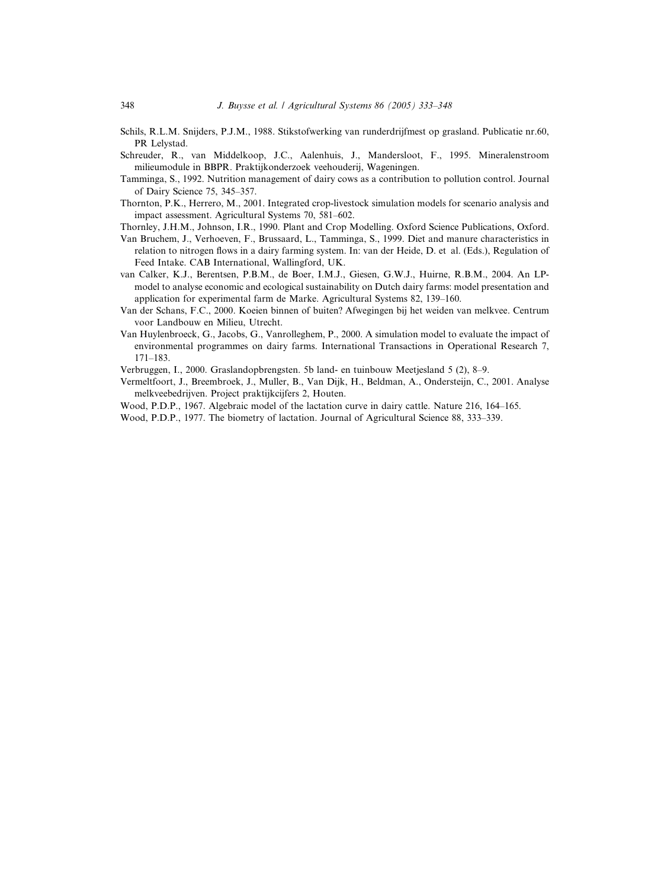Schils, R.L.M. Snijders, P.J.M., 1988. Stikstofwerking van runderdrijfmest op grasland. Publicatie nr.60, PR Lelystad.

Schreuder, R., van Middelkoop, J.C., Aalenhuis, J., Mandersloot, F., 1995. Mineralenstroom milieumodule in BBPR. Praktijkonderzoek veehouderij, Wageningen.

Tamminga, S., 1992. Nutrition management of dairy cows as a contribution to pollution control. Journal of Dairy Science 75, 345–357.

Thornton, P.K., Herrero, M., 2001. Integrated crop-livestock simulation models for scenario analysis and impact assessment. Agricultural Systems 70, 581–602.

Thornley, J.H.M., Johnson, I.R., 1990. Plant and Crop Modelling. Oxford Science Publications, Oxford.

Van Bruchem, J., Verhoeven, F., Brussaard, L., Tamminga, S., 1999. Diet and manure characteristics in relation to nitrogen flows in a dairy farming system. In: van der Heide, D. et al. (Eds.), Regulation of Feed Intake. CAB International, Wallingford, UK.

van Calker, K.J., Berentsen, P.B.M., de Boer, I.M.J., Giesen, G.W.J., Huirne, R.B.M., 2004. An LP-model to analyse economic and ecological sustainability on Dutch dairy farms: model presentation and application for experimental farm de Marke. Agricultural Systems 82, 139–160.

Van der Schans, F.C., 2000. Koeien binnen of buiten? Afwegingen bij het weiden van melkvee. Centrum voor Landbouw en Milieu, Utrecht.

Van Huylenbroeck, G., Jacobs, G., Vanrolleghem, P., 2000. A simulation model to evaluate the impact of environmental programmes on dairy farms. International Transactions in Operational Research 7, 171–183.

Verbruggen, I., 2000. Graslandopbrengsten. 5b land- en tuinbouw Meetjesland 5 (2), 8–9.

Vermeltfoort, J., Breembroek, J., Muller, B., Van Dijk, H., Beldman, A., Ondersteijn, C., 2001. Analyse melkveebedrijven. Project praktijkcijfers 2, Houten.

Wood, P.D.P., 1967. Algebraic model of the lactation curve in dairy cattle. Nature 216, 164–165.

Wood, P.D.P., 1977. The biometry of lactation. Journal of Agricultural Science 88, 333–339.